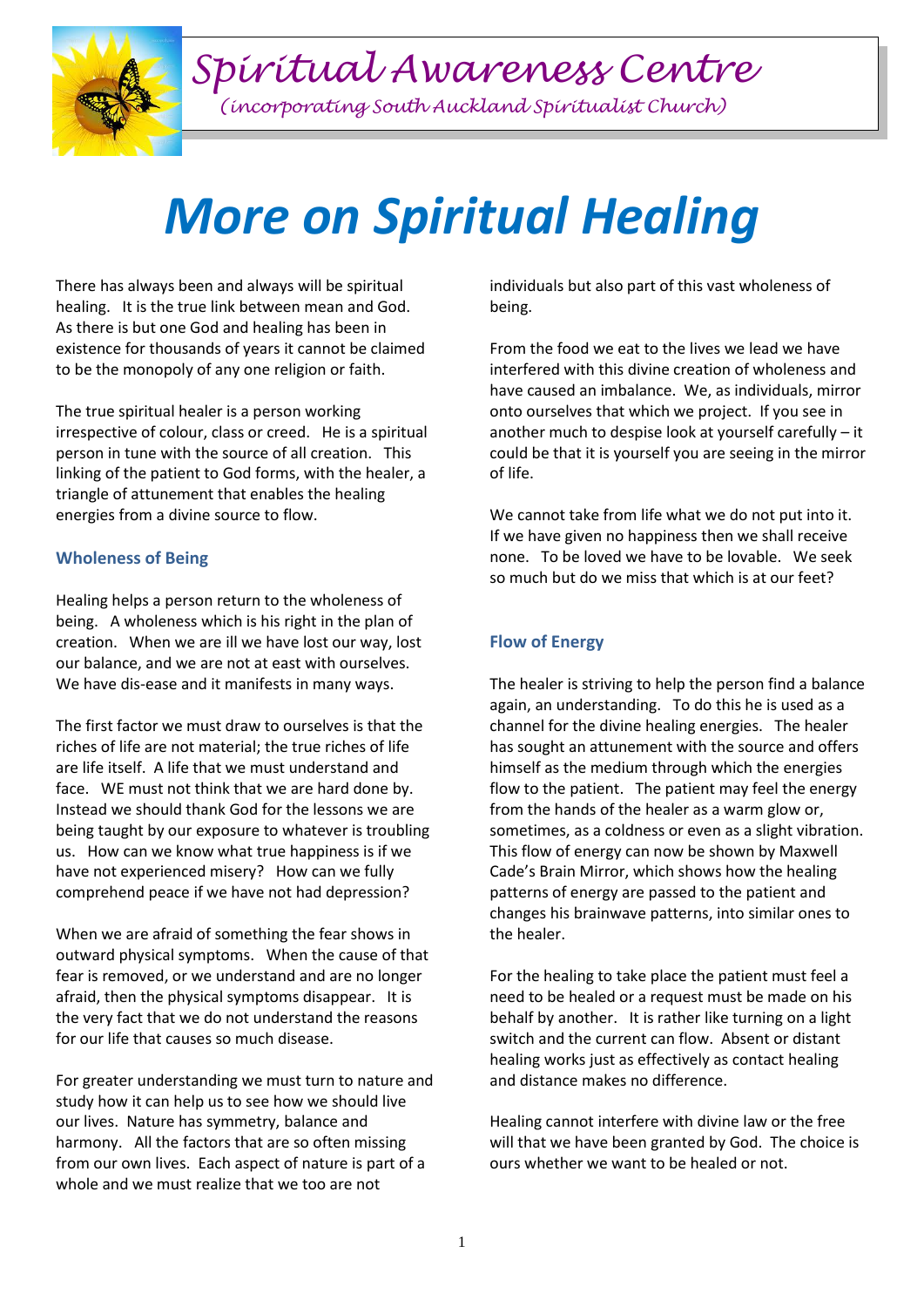*Spiritual Awareness Centre*

*(incorporating South Auckland Spiritualist Church)*

# *More on Spiritual Healing*

There has always been and always will be spiritual healing. It is the true link between mean and God. As there is but one God and healing has been in existence for thousands of years it cannot be claimed to be the monopoly of any one religion or faith.

The true spiritual healer is a person working irrespective of colour, class or creed. He is a spiritual person in tune with the source of all creation. This linking of the patient to God forms, with the healer, a triangle of attunement that enables the healing energies from a divine source to flow.

### Wholeness of Being

Healing helps a person return to the wholeness of being. A wholeness which is his right in the plan of creation. When we are ill we have lost our way, lost our balance, and we are not at east with ourselves. We have dis-ease and it manifests in many ways.

The first factor we must draw to ourselves is that the riches of life are not material; the true riches of life are life itself. A life that we must understand and face. WE must not think that we are hard done by. Instead we should thank God for the lessons we are being taught by our exposure to whatever is troubling us. How can we know what true happiness is if we have not experienced misery? How can we fully comprehend peace if we have not had depression?

When we are afraid of something the fear shows in outward physical symptoms. When the cause of that fear is removed, or we understand and are no longer afraid, then the physical symptoms disappear. It is the very fact that we do not understand the reasons for our life that causes so much disease.

For greater understanding we must turn to nature and study how it can help us to see how we should live our lives. Nature has symmetry, balance and harmony. All the factors that are so often missing from our own lives. Each aspect of nature is part of a whole and we must realize that we too are not individuals but also part of this vast wholeness of being.

From the food we eat to the lives we lead we have interfered with this divine creation of wholeness and have caused an imbalance. We, as individuals, mirror onto ourselves that which we project. If you see in another much to despise look at yourself carefully – it could be that it is yourself you are seeing in the mirror of life.

We cannot take from life what we do not put into it. If we have given no happiness then we shall receive none. To be loved we have to be lovable. We seek so much but do we miss that which is at our feet?

### Flow of Energy

The healer is striving to help the person find a balance again, an understanding. To do this he is used as a channel for the divine healing energies. The healer has sought an attunement with the source and offers himself as the medium through which the energies flow to the patient. The patient may feel the energy from the hands of the healer as a warm glow or, sometimes, as a coldness or even as a slight vibration. This flow of energy can now be shown by Maxwell Cade's Brain Mirror, which shows how the healing patterns of energy are passed to the patient and changes his brainwave patterns, into similar ones to the healer.

For the healing to take place the patient must feel a need to be healed or a request must be made on his behalf by another. It is rather like turning on a light switch and the current can flow. Absent or distant healing works just as effectively as contact healing and distance makes no difference.

Healing cannot interfere with divine law or the free will that we have been granted by God. The choice is ours whether we want to be healed or not.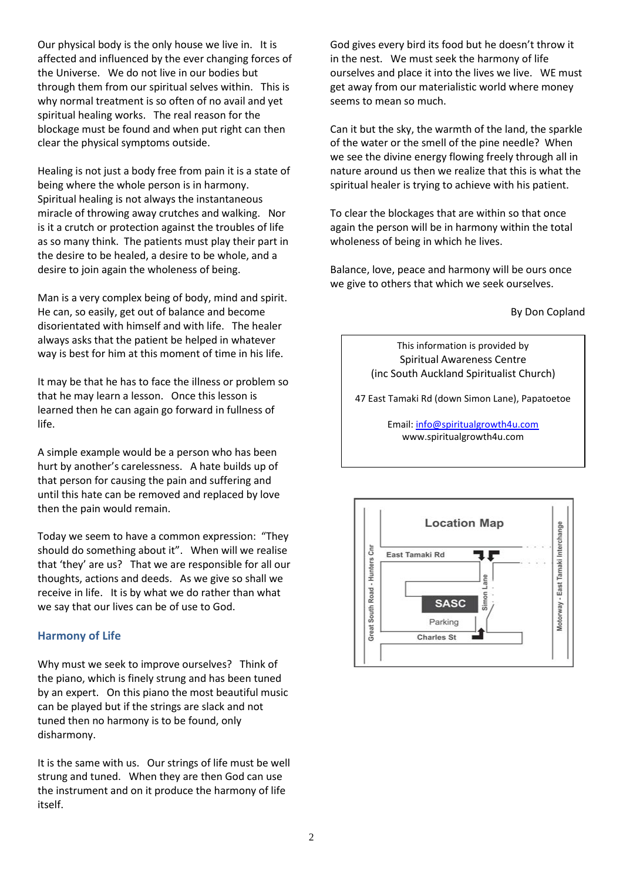Our physical body is the only house we live in. It is affected and influenced by the ever changing forces of the Universe. We do not live in our bodies but through them from our spiritual selves within. This is why normal treatment is so often of no avail and yet spiritual healing works. The real reason for the blockage must be found and when put right can then clear the physical symptoms outside.

Healing is not just a body free from pain it is a state of being where the whole person is in harmony. Spiritual healing is not always the instantaneous miracle of throwing away crutches and walking. Nor is it a crutch or protection against the troubles of life as so many think. The patients must play their part in the desire to be healed, a desire to be whole, and a desire to join again the wholeness of being.

Man is a very complex being of body, mind and spirit. He can, so easily, get out of balance and become disorientated with himself and with life. The healer always asks that the patient be helped in whatever way is best for him at this moment of time in his life.

It may be that he has to face the illness or problem so that he may learn a lesson. Once this lesson is learned then he can again go forward in fullness of life.

A simple example would be a person who has been hurt by another's carelessness. A hate builds up of that person for causing the pain and suffering and until this hate can be removed and replaced by love then the pain would remain.

Today we seem to have a common expression: "They should do something about it". When will we realise that 'they' are us? That we are responsible for all our thoughts, actions and deeds. As we give so shall we receive in life. It is by what we do rather than what we say that our lives can be of use to God.

## Harmony of Life

Why must we seek to improve ourselves? Think of the piano, which is finely strung and has been tuned by an expert. On this piano the most beautiful music can be played but if the strings are slack and not tuned then no harmony is to be found, only disharmony.

It is the same with us. Our strings of life must be well strung and tuned. When they are then God can use the instrument and on it produce the harmony of life itself.

God gives every bird its food but he doesn't throw it in the nest. We must seek the harmony of life ourselves and place it into the lives we live. WE must get away from our materialistic world where money seems to mean so much.

Can it but the sky, the warmth of the land, the sparkle of the water or the smell of the pine needle? When we see the divine energy flowing freely through all in nature around us then we realize that this is what the spiritual healer is trying to achieve with his patient.

To clear the blockages that are within so that once again the person will be in harmony within the total wholeness of being in which he lives.

Balance, love, peace and harmony will be ours once we give to others that which we seek ourselves.

By Don Copland

This information is provided by
Spiritual Awareness Centre
(inc South Auckland Spiritualist Church)

47 East Tamaki Rd (down Simon Lane), Papatoetoe

Email: info@spiritualgrowth4u.com
www.spiritualgrowth4u.com

Location Map

East Tamaki Rd

Great South Road - Hunters Cnr

Simon Lane

SASC

Parking

Charles St

Motorway - East Tamaki Interchange